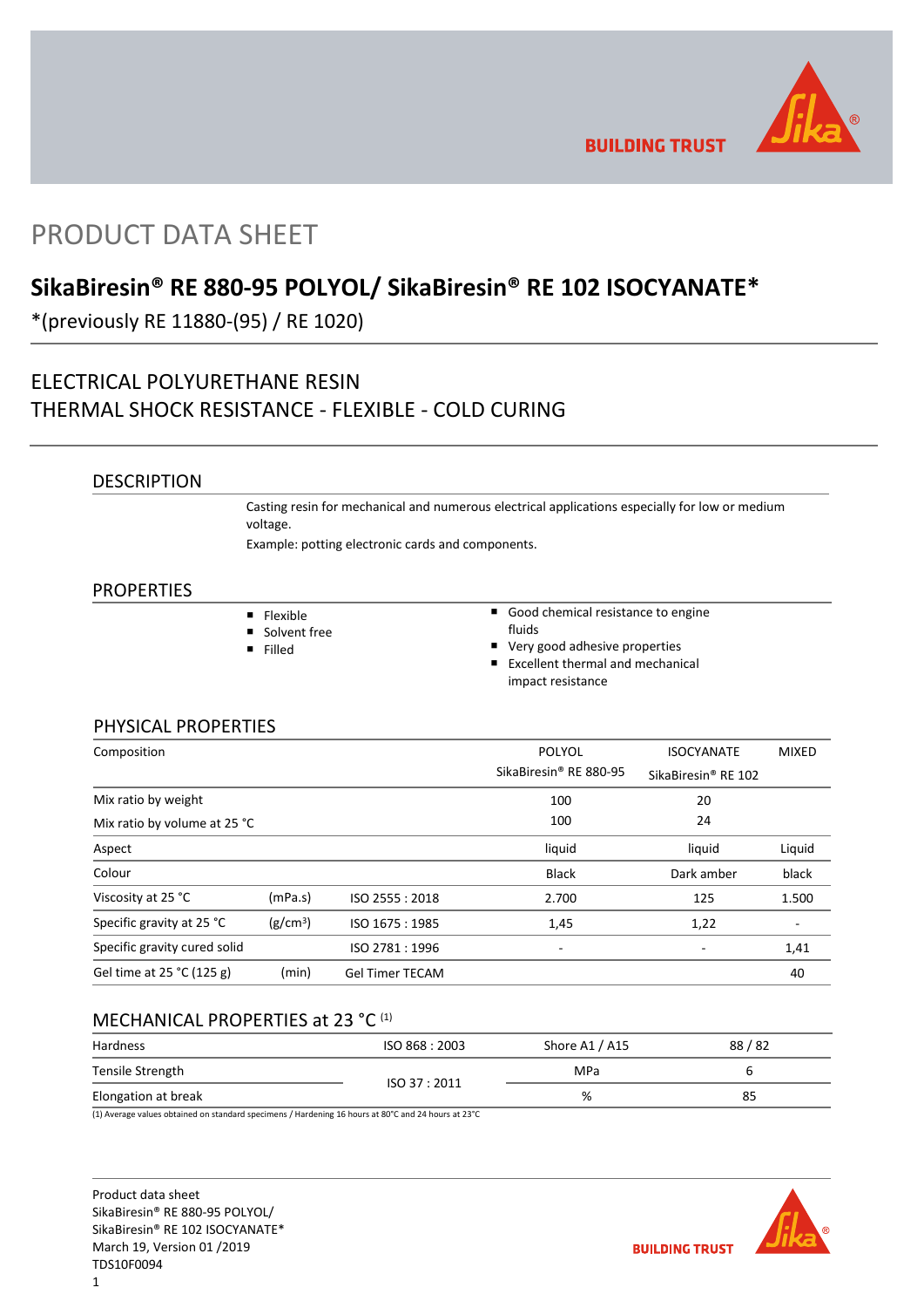# PRODUCT DATA SHEET

## SikaBiresin® RE 880-95 POLYOL/ SikaBiresin® RE 102 ISOCYANATE*

*(previously RE 11880-(95) / RE 1020)

ELECTRICAL POLYURETHANE RESIN
THERMAL SHOCK RESISTANCE - FLEXIBLE - COLD CURING

### DESCRIPTION

Casting resin for mechanical and numerous electrical applications especially for low or medium voltage.

Example: potting electronic cards and components.

### PROPERTIES

- Flexible
- Solvent free
- Filled
- Good chemical resistance to engine fluids
- Very good adhesive properties
- Excellent thermal and mechanical impact resistance

### PHYSICAL PROPERTIES

| Composition | | | POLYOL SikaBiresin® RE 880-95 | ISOCYANATE SikaBiresin® RE 102 | MIXED |
|---|---|---|---|---|---|
| Mix ratio by weight | | | 100 | 20 | |
| Mix ratio by volume at 25 °C | | | 100 | 24 | |
| Aspect | | | liquid | liquid | Liquid |
| Colour | | | Black | Dark amber | black |
| Viscosity at 25 °C | (mPa.s) | ISO 2555 : 2018 | 2.700 | 125 | 1.500 |
| Specific gravity at 25 °C | (g/cm³) | ISO 1675 : 1985 | 1,45 | 1,22 | - |
| Specific gravity cured solid | | ISO 2781 : 1996 | - | - | 1,41 |
| Gel time at 25 °C (125 g) | (min) | Gel Timer TECAM | | | 40 |

### MECHANICAL PROPERTIES at 23 °C [(1)]

| | | | |
|---|---|---|---|
| Hardness | ISO 868 : 2003 | Shore A1 / A15 | 88 / 82 |
| Tensile Strength | ISO 37 : 2011 | MPa | 6 |
| Elongation at break | ISO 37 : 2011 | % | 85 |

(1) Average values obtained on standard specimens / Hardening 16 hours at 80°C and 24 hours at 23°C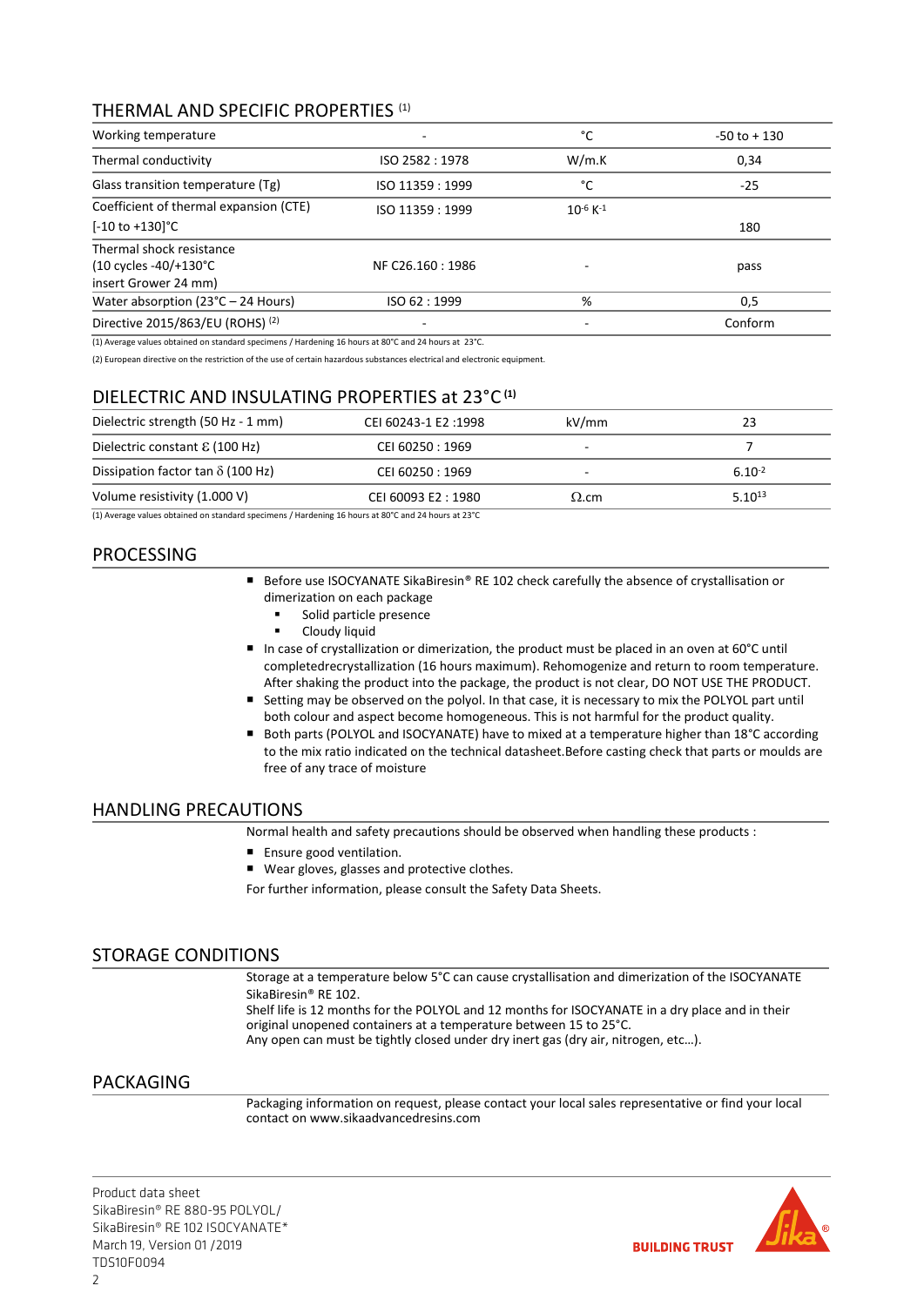## THERMAL AND SPECIFIC PROPERTIES [(1)]

| | | | |
|---|---|---|---|
| Working temperature | - | °C | -50 to + 130 |
| Thermal conductivity | ISO 2582 : 1978 | W/m.K | 0,34 |
| Glass transition temperature (Tg) | ISO 11359 : 1999 | °C | -25 |
| Coefficient of thermal expansion (CTE) [-10 to +130]°C | ISO 11359 : 1999 | $10^{-6}$ $K^{-1}$ | 180 |
| Thermal shock resistance (10 cycles -40/+130°C insert Grower 24 mm) | NF C26.160 : 1986 | - | pass |
| Water absorption (23°C – 24 Hours) | ISO 62 : 1999 | % | 0,5 |
| Directive 2015/863/EU (ROHS) [(2)] | - | - | Conform |

(1) Average values obtained on standard specimens / Hardening 16 hours at 80°C and 24 hours at 23°C.

(2) European directive on the restriction of the use of certain hazardous substances electrical and electronic equipment.

## DIELECTRIC AND INSULATING PROPERTIES at 23°C [(1)]

| | | | |
|---|---|---|---|
| Dielectric strength (50 Hz - 1 mm) | CEI 60243-1 E2 :1998 | kV/mm | 23 |
| Dielectric constant $\varepsilon$ (100 Hz) | CEI 60250 : 1969 | - | 7 |
| Dissipation factor tan $\delta$ (100 Hz) | CEI 60250 : 1969 | - | $6.10^{-2}$ |
| Volume resistivity (1.000 V) | CEI 60093 E2 : 1980 | $\Omega$.cm | $5.10^{13}$ |

(1) Average values obtained on standard specimens / Hardening 16 hours at 80°C and 24 hours at 23°C

## PROCESSING

- Before use ISOCYANATE SikaBiresin® RE 102 check carefully the absence of crystallisation or dimerization on each package
  - Solid particle presence
  - Cloudy liquid
- In case of crystallization or dimerization, the product must be placed in an oven at 60°C until completedrecrystallization (16 hours maximum). Rehomogenize and return to room temperature. After shaking the product into the package, the product is not clear, DO NOT USE THE PRODUCT.
- Setting may be observed on the polyol. In that case, it is necessary to mix the POLYOL part until both colour and aspect become homogeneous. This is not harmful for the product quality.
- Both parts (POLYOL and ISOCYANATE) have to mixed at a temperature higher than 18°C according to the mix ratio indicated on the technical datasheet.Before casting check that parts or moulds are free of any trace of moisture

## HANDLING PRECAUTIONS

Normal health and safety precautions should be observed when handling these products :

- Ensure good ventilation.
- Wear gloves, glasses and protective clothes.

For further information, please consult the Safety Data Sheets.

## STORAGE CONDITIONS

Storage at a temperature below 5°C can cause crystallisation and dimerization of the ISOCYANATE SikaBiresin® RE 102.
Shelf life is 12 months for the POLYOL and 12 months for ISOCYANATE in a dry place and in their original unopened containers at a temperature between 15 to 25°C.
Any open can must be tightly closed under dry inert gas (dry air, nitrogen, etc…).

## PACKAGING

Packaging information on request, please contact your local sales representative or find your local contact on www.sikaadvancedresins.com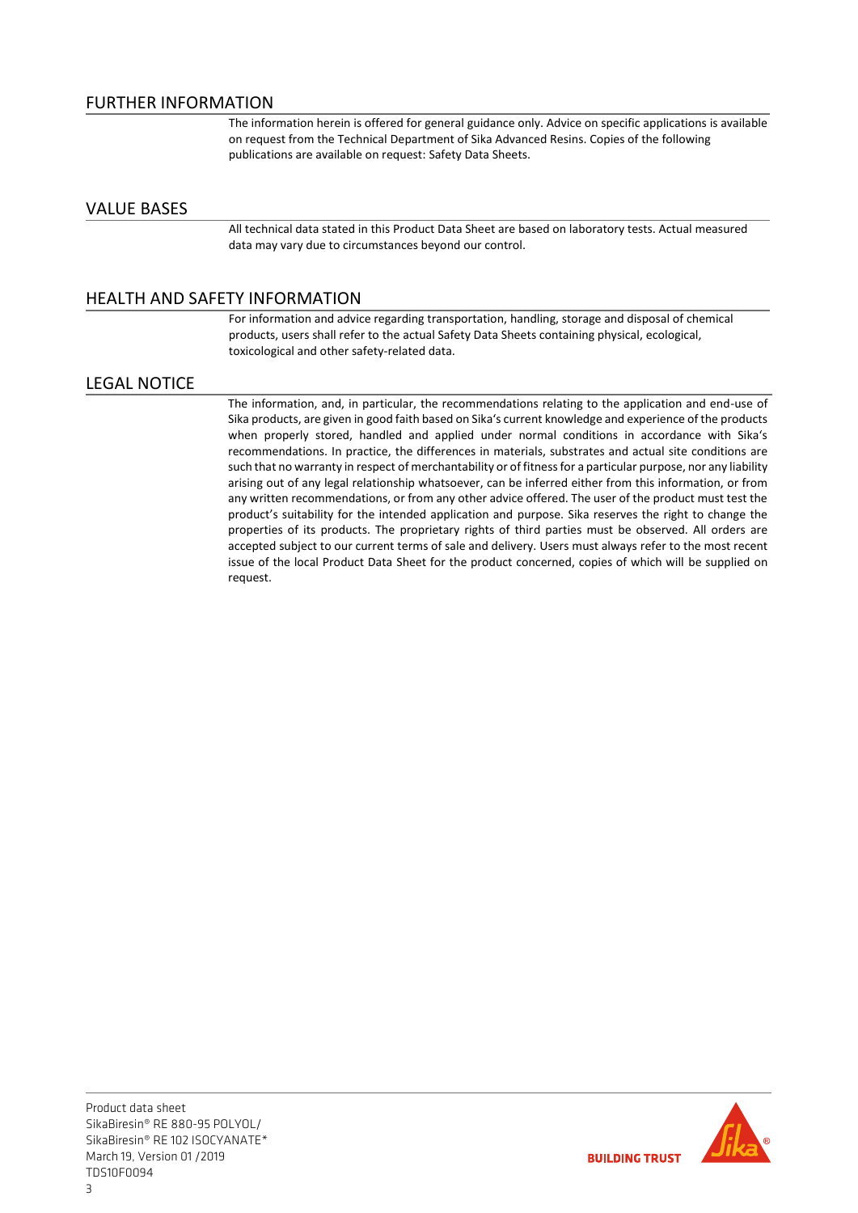## FURTHER INFORMATION

The information herein is offered for general guidance only. Advice on specific applications is available on request from the Technical Department of Sika Advanced Resins. Copies of the following publications are available on request: Safety Data Sheets.

## VALUE BASES

All technical data stated in this Product Data Sheet are based on laboratory tests. Actual measured data may vary due to circumstances beyond our control.

## HEALTH AND SAFETY INFORMATION

For information and advice regarding transportation, handling, storage and disposal of chemical products, users shall refer to the actual Safety Data Sheets containing physical, ecological, toxicological and other safety-related data.

## LEGAL NOTICE

The information, and, in particular, the recommendations relating to the application and end-use of Sika products, are given in good faith based on Sika's current knowledge and experience of the products when properly stored, handled and applied under normal conditions in accordance with Sika's recommendations. In practice, the differences in materials, substrates and actual site conditions are such that no warranty in respect of merchantability or of fitness for a particular purpose, nor any liability arising out of any legal relationship whatsoever, can be inferred either from this information, or from any written recommendations, or from any other advice offered. The user of the product must test the product's suitability for the intended application and purpose. Sika reserves the right to change the properties of its products. The proprietary rights of third parties must be observed. All orders are accepted subject to our current terms of sale and delivery. Users must always refer to the most recent issue of the local Product Data Sheet for the product concerned, copies of which will be supplied on request.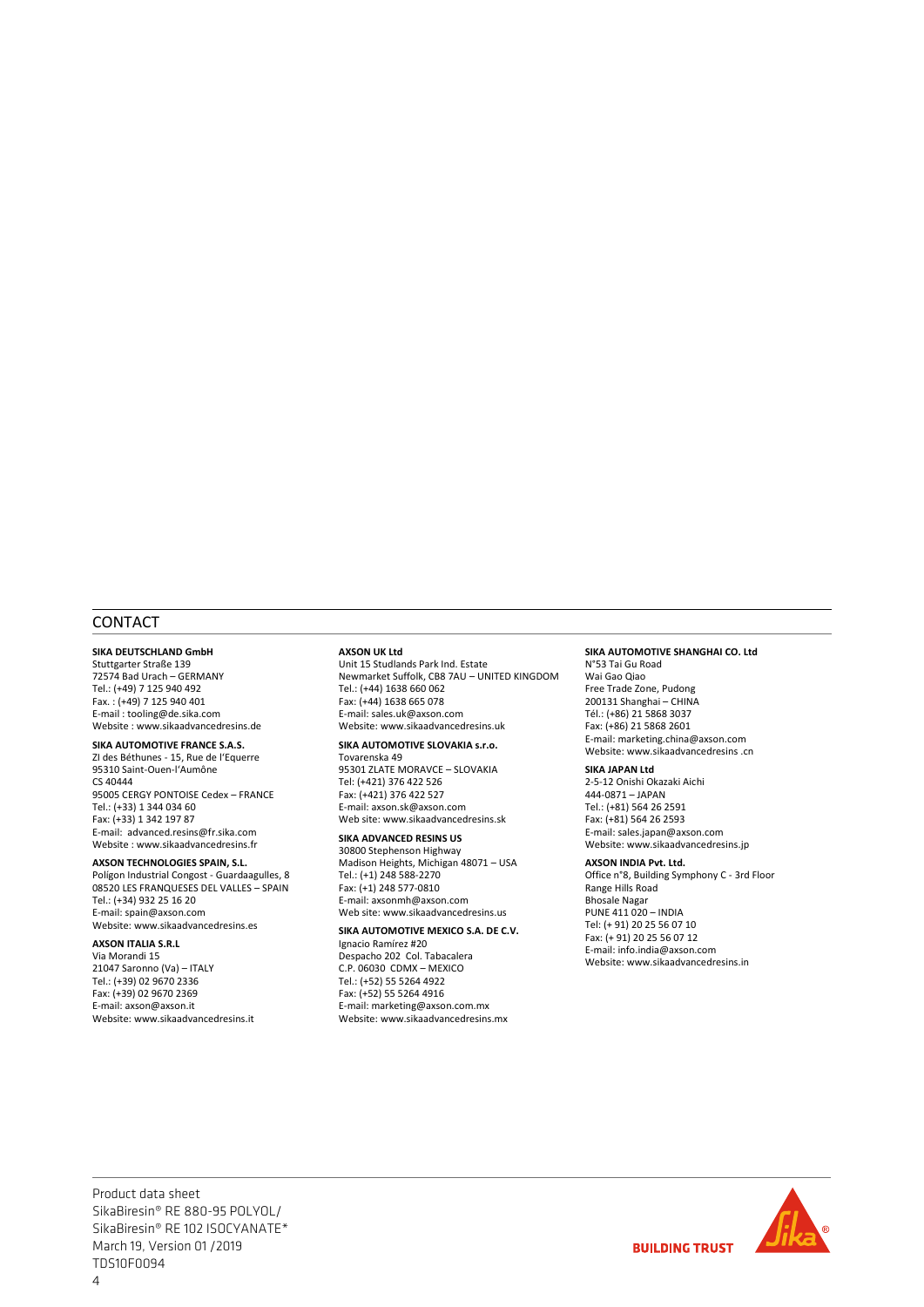## CONTACT

**SIKA DEUTSCHLAND GmbH**
Stuttgarter Straße 139
72574 Bad Urach – GERMANY
Tel.: (+49) 7 125 940 492
Fax. : (+49) 7 125 940 401
E-mail : tooling@de.sika.com
Website : www.sikaadvancedresins.de

**SIKA AUTOMOTIVE FRANCE S.A.S.**
ZI des Béthunes - 15, Rue de l'Equerre
95310 Saint-Ouen-l'Aumône
CS 40444
95005 CERGY PONTOISE Cedex – FRANCE
Tel.: (+33) 1 344 034 60
Fax: (+33) 1 342 197 87
E-mail: advanced.resins@fr.sika.com
Website : www.sikaadvancedresins.fr

**AXSON TECHNOLOGIES SPAIN, S.L.**
Polígon Industrial Congost - Guardaagulles, 8
08520 LES FRANQUESES DEL VALLES – SPAIN
Tel.: (+34) 932 25 16 20
E-mail: spain@axson.com
Website: www.sikaadvancedresins.es

**AXSON ITALIA S.R.L**
Via Morandi 15
21047 Saronno (Va) – ITALY
Tel.: (+39) 02 9670 2336
Fax: (+39) 02 9670 2369
E-mail: axson@axson.it
Website: www.sikaadvancedresins.it

**AXSON UK Ltd**
Unit 15 Studlands Park Ind. Estate
Newmarket Suffolk, CB8 7AU – UNITED KINGDOM
Tel.: (+44) 1638 660 062
Fax: (+44) 1638 665 078
E-mail: sales.uk@axson.com
Website: www.sikaadvancedresins.uk

**SIKA AUTOMOTIVE SLOVAKIA s.r.o.**
Tovarenska 49
95301 ZLATE MORAVCE – SLOVAKIA
Tel: (+421) 376 422 526
Fax: (+421) 376 422 527
E-mail: axson.sk@axson.com
Web site: www.sikaadvancedresins.sk

**SIKA ADVANCED RESINS US**
30800 Stephenson Highway
Madison Heights, Michigan 48071 – USA
Tel.: (+1) 248 588-2270
Fax: (+1) 248 577-0810
E-mail: axsonmh@axson.com
Web site: www.sikaadvancedresins.us

**SIKA AUTOMOTIVE MEXICO S.A. DE C.V.**
Ignacio Ramírez #20
Despacho 202 Col. Tabacalera
C.P. 06030 CDMX – MEXICO
Tel.: (+52) 55 5264 4922
Fax: (+52) 55 5264 4916
E-mail: marketing@axson.com.mx
Website: www.sikaadvancedresins.mx

**SIKA AUTOMOTIVE SHANGHAI CO. Ltd**
N°53 Tai Gu Road
Wai Gao Qiao
Free Trade Zone, Pudong
200131 Shanghai – CHINA
Tél.: (+86) 21 5868 3037
Fax: (+86) 21 5868 2601
E-mail: marketing.china@axson.com
Website: www.sikaadvancedresins .cn

**SIKA JAPAN Ltd**
2-5-12 Onishi Okazaki Aichi
444-0871 – JAPAN
Tel.: (+81) 564 26 2591
Fax: (+81) 564 26 2593
E-mail: sales.japan@axson.com
Website: www.sikaadvancedresins.jp

**AXSON INDIA Pvt. Ltd.**
Office n°8, Building Symphony C - 3rd Floor
Range Hills Road
Bhosale Nagar
PUNE 411 020 – INDIA
Tel: (+ 91) 20 25 56 07 10
Fax: (+ 91) 20 25 56 07 12
E-mail: info.india@axson.com
Website: www.sikaadvancedresins.in

Product data sheet
SikaBiresin® RE 880-95 POLYOL/
SikaBiresin® RE 102 ISOCYANATE*
March 19, Version 01 /2019
TDS10F0094

BUILDING TRUST